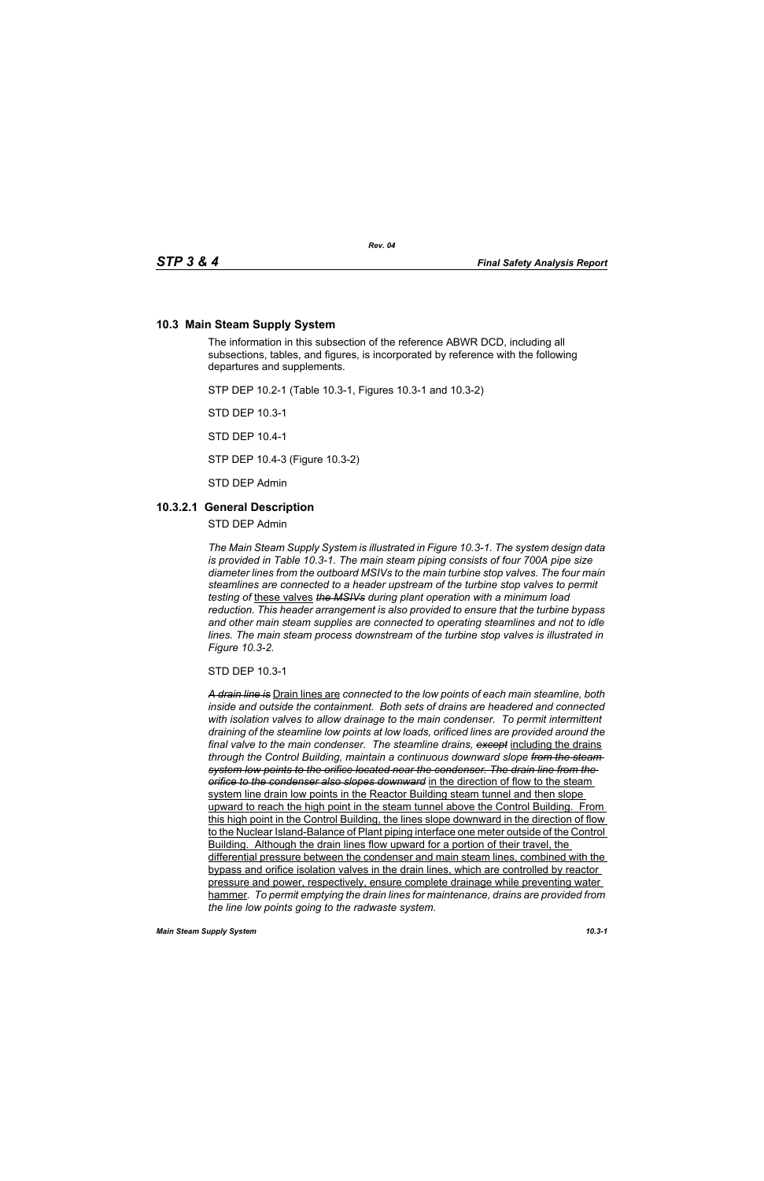## 10.3 Main Steam Supply System

The information in this subsection of the reference ABWR DCD, including all subsections, tables, and figures, is incorporated by reference with the following departures and supplements.

STP DEP 10.2-1 (Table 10.3-1, Figures 10.3-1 and 10.3-2)

STD DEP 10.3-1

STD DEP 10.4-1

STP DEP 10.4-3 (Figure 10.3-2)

STD DEP Admin

### 10.3.2.1 General Description

STD DEP Admin

*The Main Steam Supply System is illustrated in Figure 10.3-1. The system design data is provided in Table 10.3-1. The main steam piping consists of four 700A pipe size diameter lines from the outboard MSIVs to the main turbine stop valves. The four main steamlines are connected to a header upstream of the turbine stop valves to permit testing of* these valves ~~*the MSIVs*~~ *during plant operation with a minimum load reduction. This header arrangement is also provided to ensure that the turbine bypass and other main steam supplies are connected to operating steamlines and not to idle lines. The main steam process downstream of the turbine stop valves is illustrated in Figure 10.3-2.*

STD DEP 10.3-1

~~*A drain line is*~~ Drain lines are *connected to the low points of each main steamline, both inside and outside the containment. Both sets of drains are headered and connected with isolation valves to allow drainage to the main condenser. To permit intermittent draining of the steamline low points at low loads, orificed lines are provided around the final valve to the main condenser. The steamline drains,* ~~*except*~~ including the drains *through the Control Building, maintain a continuous downward slope* ~~*from the steam system low points to the orifice located near the condenser. The drain line from the orifice to the condenser also slopes downward*~~ in the direction of flow to the steam system line drain low points in the Reactor Building steam tunnel and then slope upward to reach the high point in the steam tunnel above the Control Building. From this high point in the Control Building, the lines slope downward in the direction of flow to the Nuclear Island-Balance of Plant piping interface one meter outside of the Control Building. Although the drain lines flow upward for a portion of their travel, the differential pressure between the condenser and main steam lines, combined with the bypass and orifice isolation valves in the drain lines, which are controlled by reactor pressure and power, respectively, ensure complete drainage while preventing water hammer. *To permit emptying the drain lines for maintenance, drains are provided from the line low points going to the radwaste system.*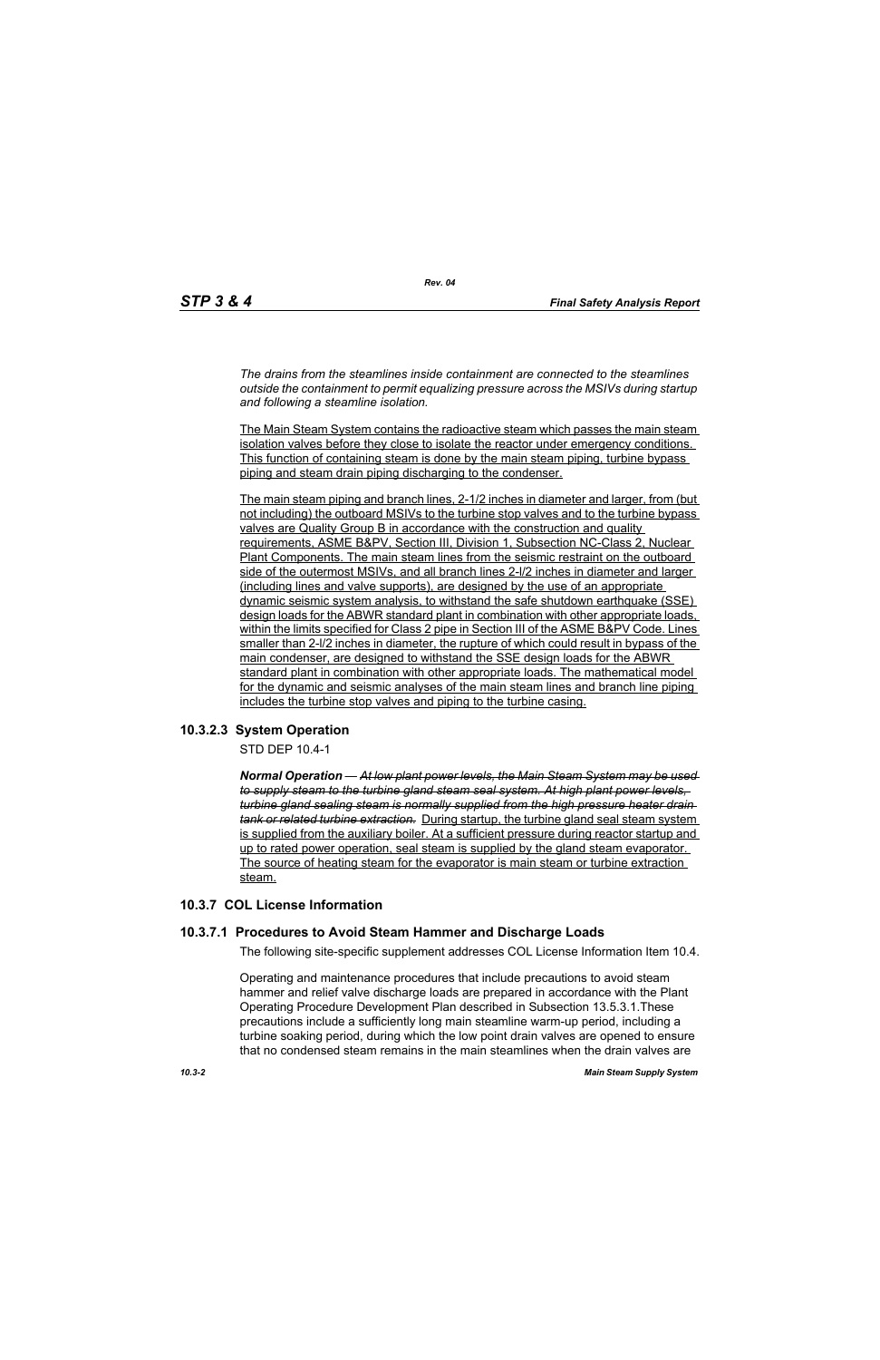*The drains from the steamlines inside containment are connected to the steamlines outside the containment to permit equalizing pressure across the MSIVs during startup and following a steamline isolation.*

<u>The Main Steam System contains the radioactive steam which passes the main steam isolation valves before they close to isolate the reactor under emergency conditions. This function of containing steam is done by the main steam piping, turbine bypass piping and steam drain piping discharging to the condenser.</u>

<u>The main steam piping and branch lines, 2-1/2 inches in diameter and larger, from (but not including) the outboard MSIVs to the turbine stop valves and to the turbine bypass valves are Quality Group B in accordance with the construction and quality requirements, ASME B&PV, Section III, Division 1, Subsection NC-Class 2, Nuclear Plant Components. The main steam lines from the seismic restraint on the outboard side of the outermost MSIVs, and all branch lines 2-l/2 inches in diameter and larger (including lines and valve supports), are designed by the use of an appropriate dynamic seismic system analysis, to withstand the safe shutdown earthquake (SSE) design loads for the ABWR standard plant in combination with other appropriate loads, within the limits specified for Class 2 pipe in Section III of the ASME B&PV Code. Lines smaller than 2-l/2 inches in diameter, the rupture of which could result in bypass of the main condenser, are designed to withstand the SSE design loads for the ABWR standard plant in combination with other appropriate loads. The mathematical model for the dynamic and seismic analyses of the main steam lines and branch line piping includes the turbine stop valves and piping to the turbine casing.</u>

### 10.3.2.3 System Operation

STD DEP 10.4-1

***Normal Operation*** — ~~*At low plant power levels, the Main Steam System may be used to supply steam to the turbine gland steam seal system. At high plant power levels, turbine gland sealing steam is normally supplied from the high pressure heater drain tank or related turbine extraction.*~~ <u>During startup, the turbine gland seal steam system is supplied from the auxiliary boiler. At a sufficient pressure during reactor startup and up to rated power operation, seal steam is supplied by the gland steam evaporator. The source of heating steam for the evaporator is main steam or turbine extraction steam.</u>

## 10.3.7 COL License Information

### 10.3.7.1 Procedures to Avoid Steam Hammer and Discharge Loads

The following site-specific supplement addresses COL License Information Item 10.4.

Operating and maintenance procedures that include precautions to avoid steam hammer and relief valve discharge loads are prepared in accordance with the Plant Operating Procedure Development Plan described in Subsection 13.5.3.1.These precautions include a sufficiently long main steamline warm-up period, including a turbine soaking period, during which the low point drain valves are opened to ensure that no condensed steam remains in the main steamlines when the drain valves are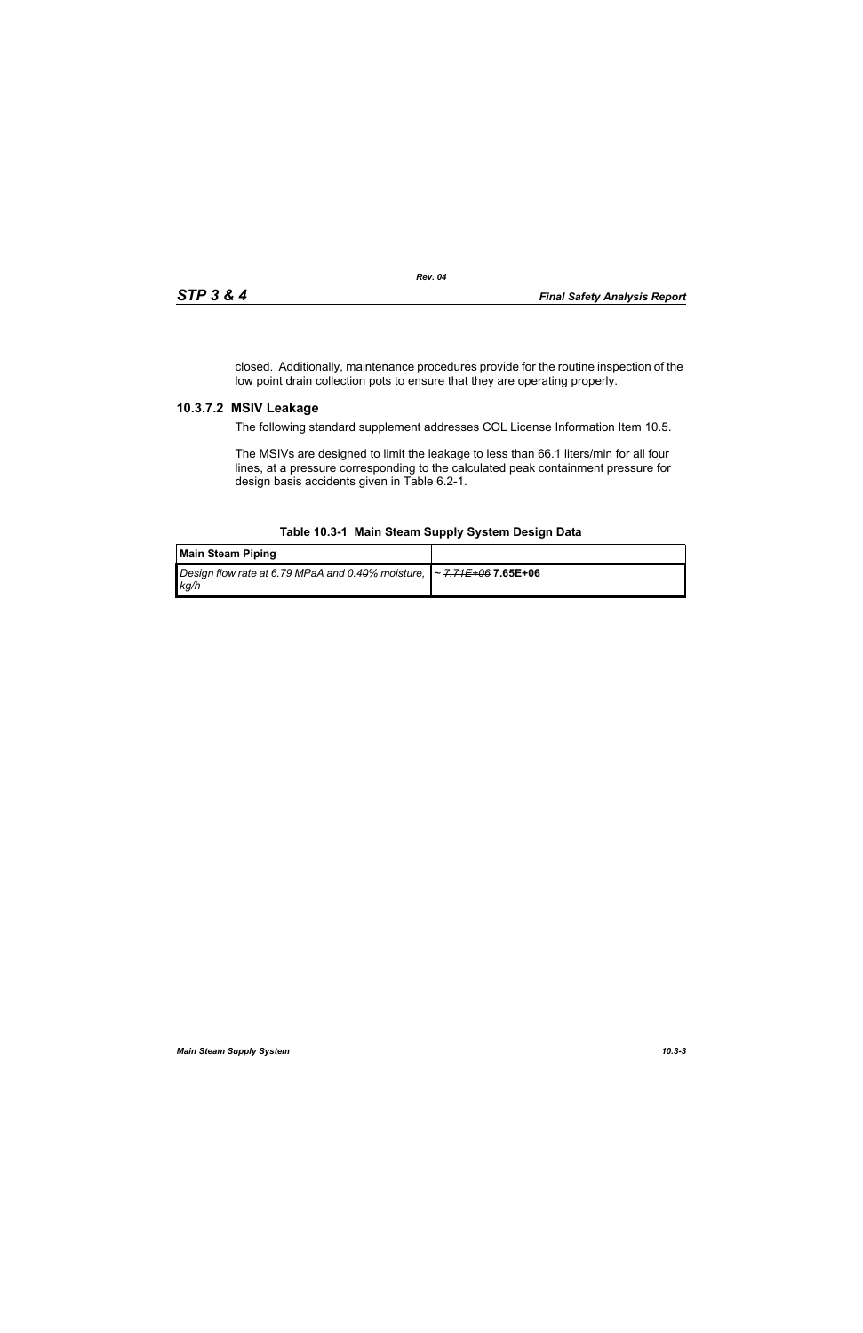closed. Additionally, maintenance procedures provide for the routine inspection of the low point drain collection pots to ensure that they are operating properly.

### 10.3.7.2 MSIV Leakage

The following standard supplement addresses COL License Information Item 10.5.

The MSIVs are designed to limit the leakage to less than 66.1 liters/min for all four lines, at a pressure corresponding to the calculated peak containment pressure for design basis accidents given in Table 6.2-1.

**Table 10.3-1 Main Steam Supply System Design Data**

| **Main Steam Piping** | |
|---|---|
| *Design flow rate at 6.79 MPaA and 0.40% moisture, kg/h* | ~ ~~*7.71E+06*~~ **7.65E+06** |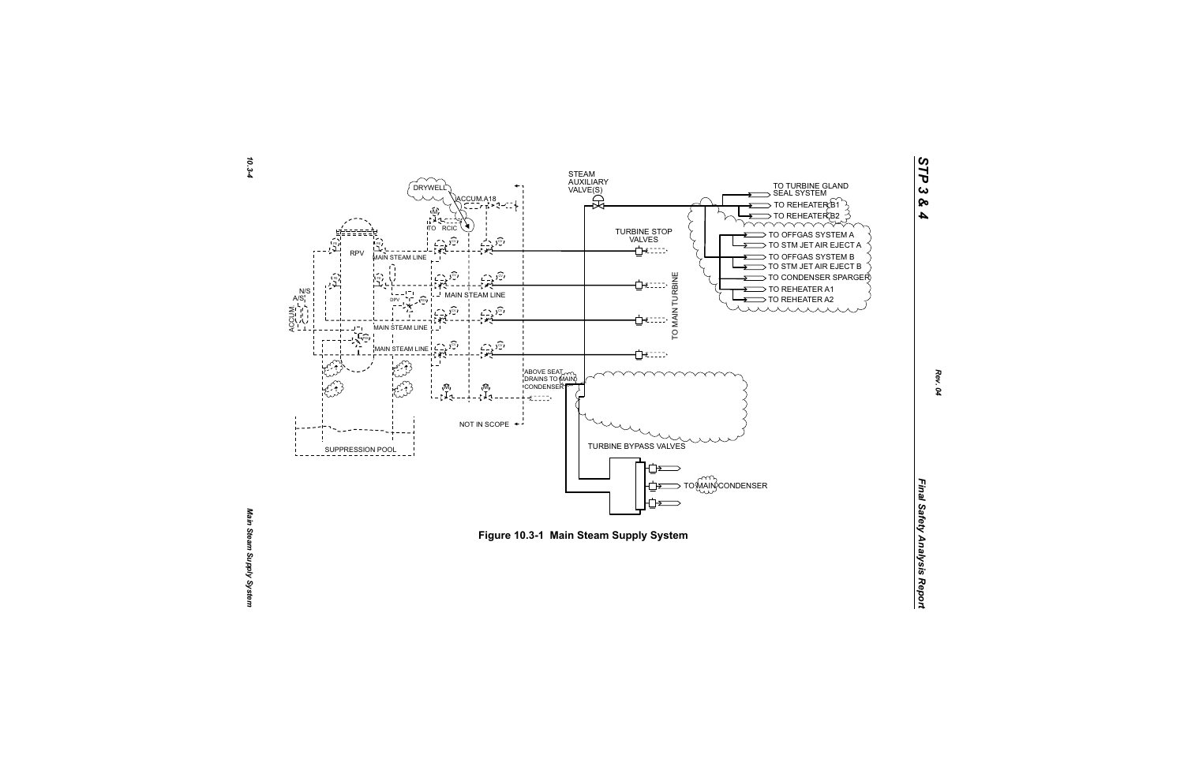DRYWELL

ACCUM.A18

TO RCIC

STEAM AUXILIARY VALVE(S)

TO TURBINE GLAND SEAL SYSTEM

TO REHEATER B1

TO REHEATER B2

TO OFFGAS SYSTEM A

TO STM JET AIR EJECT A

TO OFFGAS SYSTEM B

TO STM JET AIR EJECT B

TO CONDENSER SPARGER

TO REHEATER A1

TO REHEATER A2

TURBINE STOP VALVES

TO MAIN TURBINE

RPV

MAIN STEAM LINE

MAIN STEAM LINE

MAIN STEAM LINE

MAIN STEAM LINE

N/S

A/S

ACCUM

DPV

ABOVE SEAT DRAINS TO MAIN CONDENSER

NOT IN SCOPE

SUPPRESSION POOL

TURBINE BYPASS VALVES

TO MAIN CONDENSER

Figure 10.3-1 Main Steam Supply System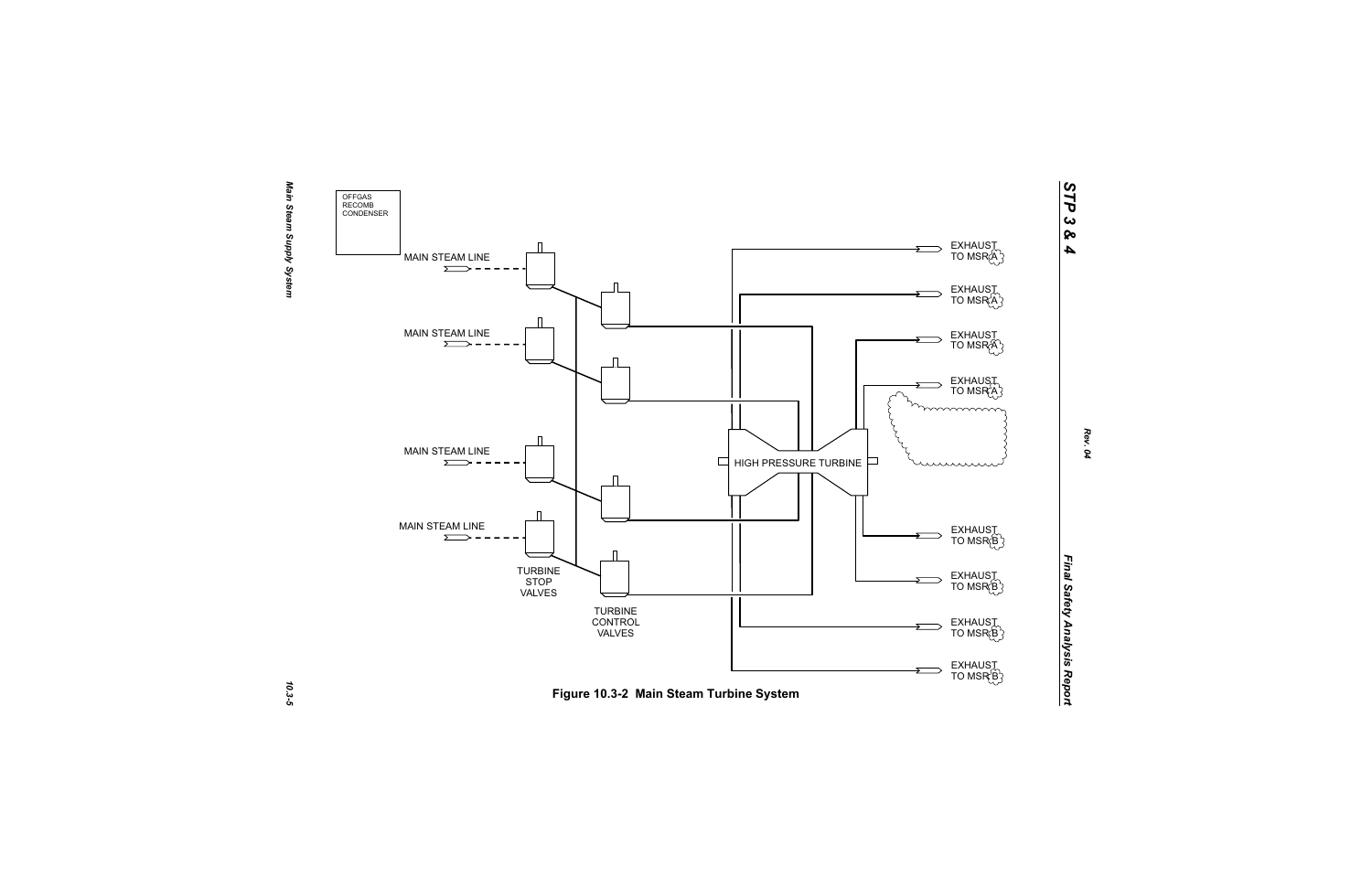OFFGAS
RECOMB
CONDENSER

MAIN STEAM LINE

MAIN STEAM LINE

MAIN STEAM LINE

MAIN STEAM LINE

TURBINE
STOP
VALVES

TURBINE
CONTROL
VALVES

HIGH PRESSURE TURBINE

EXHAUST TO MSR A

EXHAUST TO MSR A

EXHAUST TO MSR A

EXHAUST TO MSR A

EXHAUST TO MSR B

EXHAUST TO MSR B

EXHAUST TO MSR B

EXHAUST TO MSR B

**Figure 10.3-2 Main Steam Turbine System**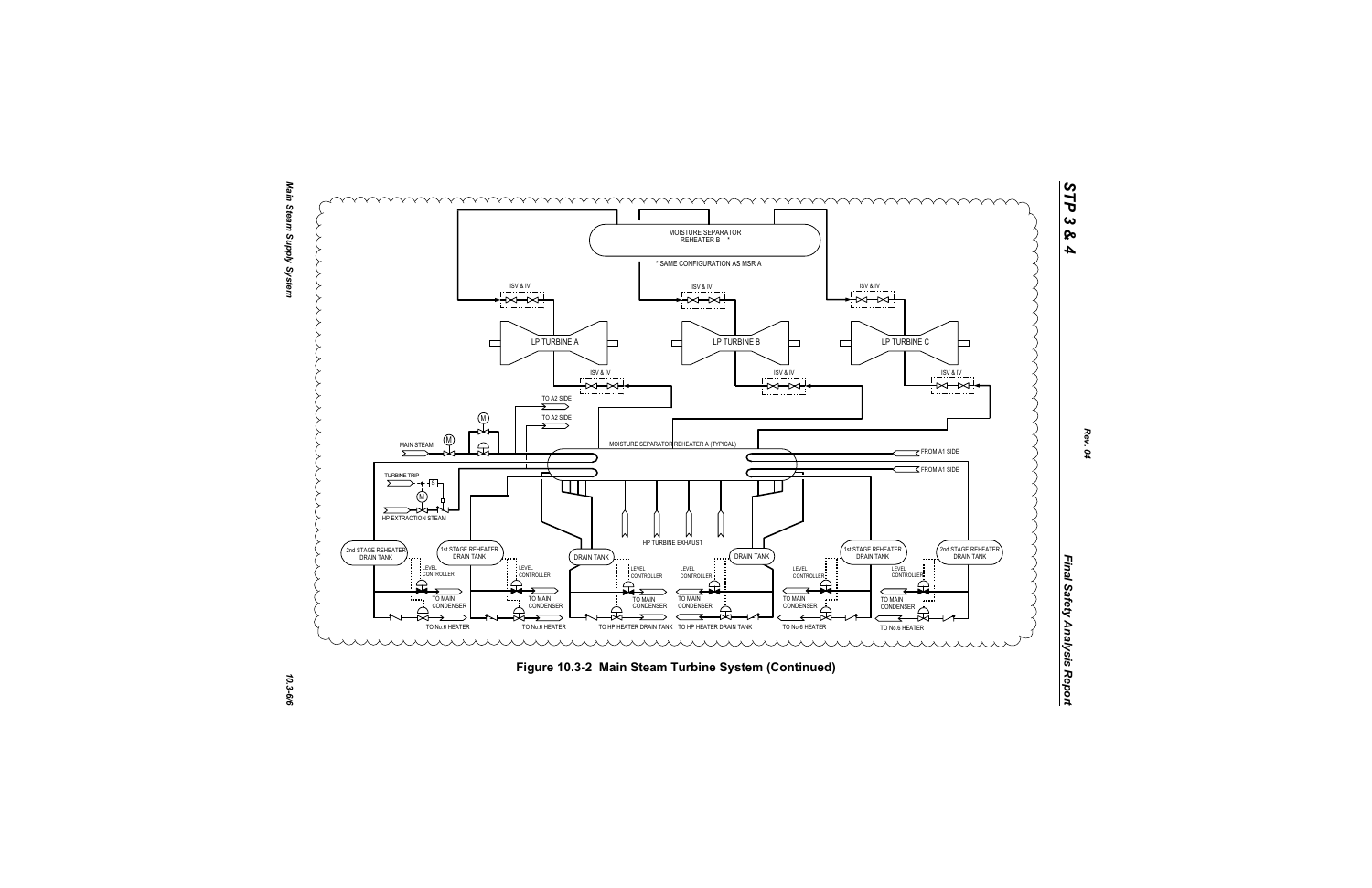MOISTURE SEPARATOR REHEATER B *

* SAME CONFIGURATION AS MSR A

ISV & IV

ISV & IV

ISV & IV

LP TURBINE A

LP TURBINE B

LP TURBINE C

ISV & IV

ISV & IV

ISV & IV

TO A2 SIDE

TO A2 SIDE

MAIN STEAM

MOISTURE SEPARATOR REHEATER A (TYPICAL)

FROM A1 SIDE

FROM A1 SIDE

TURBINE TRIP

HP EXTRACTION STEAM

HP TURBINE EXHAUST

2nd STAGE REHEATER DRAIN TANK

1st STAGE REHEATER DRAIN TANK

DRAIN TANK

DRAIN TANK

1st STAGE REHEATER DRAIN TANK

2nd STAGE REHEATER DRAIN TANK

LEVEL CONTROLLER

LEVEL CONTROLLER

LEVEL CONTROLLER

LEVEL CONTROLLER

LEVEL CONTROLLER

LEVEL CONTROLLER

TO MAIN CONDENSER

TO MAIN CONDENSER

TO MAIN CONDENSER

TO MAIN CONDENSER

TO MAIN CONDENSER

TO MAIN CONDENSER

TO No.6 HEATER

TO No.6 HEATER

TO HP HEATER DRAIN TANK

TO HP HEATER DRAIN TANK

TO No.6 HEATER

TO No.6 HEATER

Figure 10.3-2 Main Steam Turbine System (Continued)